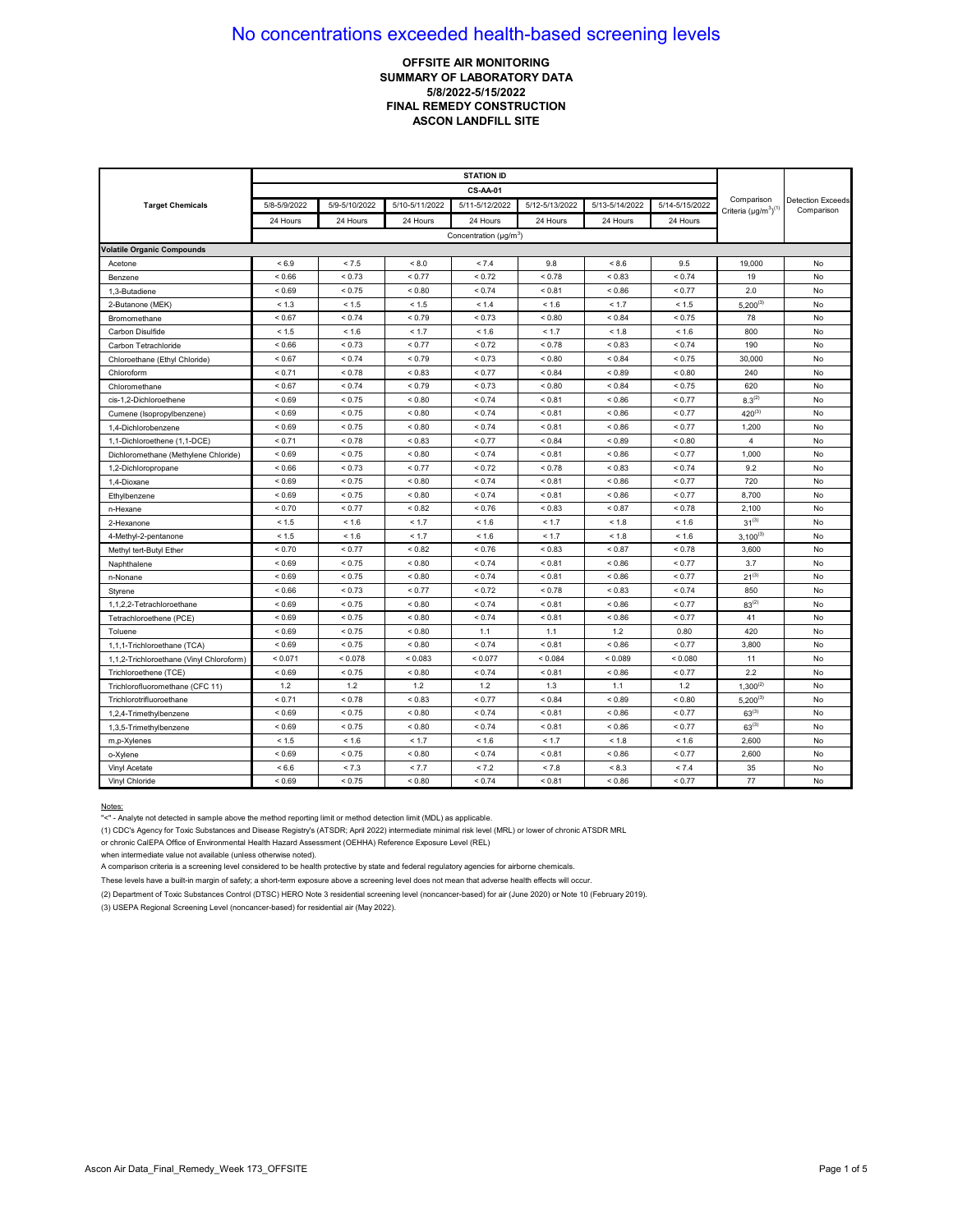# No concentrations exceeded health-based screening levels

**OFFSITE AIR MONITORING**
**SUMMARY OF LABORATORY DATA**
**5/8/2022-5/15/2022**
**FINAL REMEDY CONSTRUCTION**
**ASCON LANDFILL SITE**

| Target Chemicals | STATION ID CS-AA-01 | | | | | | | Comparison Criteria (µg/m³)(1) | Detection Exceeds Comparison |
|---|---|---|---|---|---|---|---|---|---|
| | 5/8-5/9/2022 | 5/9-5/10/2022 | 5/10-5/11/2022 | 5/11-5/12/2022 | 5/12-5/13/2022 | 5/13-5/14/2022 | 5/14-5/15/2022 | | |
| | 24 Hours | 24 Hours | 24 Hours | 24 Hours | 24 Hours | 24 Hours | 24 Hours | | |
| | Concentration (µg/m³) | | | | | | | | |
| **Volatile Organic Compounds** | | | | | | | | | |
| Acetone | < 6.9 | < 7.5 | < 8.0 | < 7.4 | 9.8 | < 8.6 | 9.5 | 19,000 | No |
| Benzene | < 0.66 | < 0.73 | < 0.77 | < 0.72 | < 0.78 | < 0.83 | < 0.74 | 19 | No |
| 1,3-Butadiene | < 0.69 | < 0.75 | < 0.80 | < 0.74 | < 0.81 | < 0.86 | < 0.77 | 2.0 | No |
| 2-Butanone (MEK) | < 1.3 | < 1.5 | < 1.5 | < 1.4 | < 1.6 | < 1.7 | < 1.5 | 5,200(3) | No |
| Bromomethane | < 0.67 | < 0.74 | < 0.79 | < 0.73 | < 0.80 | < 0.84 | < 0.75 | 78 | No |
| Carbon Disulfide | < 1.5 | < 1.6 | < 1.7 | < 1.6 | < 1.7 | < 1.8 | < 1.6 | 800 | No |
| Carbon Tetrachloride | < 0.66 | < 0.73 | < 0.77 | < 0.72 | < 0.78 | < 0.83 | < 0.74 | 190 | No |
| Chloroethane (Ethyl Chloride) | < 0.67 | < 0.74 | < 0.79 | < 0.73 | < 0.80 | < 0.84 | < 0.75 | 30,000 | No |
| Chloroform | < 0.71 | < 0.78 | < 0.83 | < 0.77 | < 0.84 | < 0.89 | < 0.80 | 240 | No |
| Chloromethane | < 0.67 | < 0.74 | < 0.79 | < 0.73 | < 0.80 | < 0.84 | < 0.75 | 620 | No |
| cis-1,2-Dichloroethene | < 0.69 | < 0.75 | < 0.80 | < 0.74 | < 0.81 | < 0.86 | < 0.77 | 8.3(2) | No |
| Cumene (Isopropylbenzene) | < 0.69 | < 0.75 | < 0.80 | < 0.74 | < 0.81 | < 0.86 | < 0.77 | 420(3) | No |
| 1,4-Dichlorobenzene | < 0.69 | < 0.75 | < 0.80 | < 0.74 | < 0.81 | < 0.86 | < 0.77 | 1,200 | No |
| 1,1-Dichloroethene (1,1-DCE) | < 0.71 | < 0.78 | < 0.83 | < 0.77 | < 0.84 | < 0.89 | < 0.80 | 4 | No |
| Dichloromethane (Methylene Chloride) | < 0.69 | < 0.75 | < 0.80 | < 0.74 | < 0.81 | < 0.86 | < 0.77 | 1,000 | No |
| 1,2-Dichloropropane | < 0.66 | < 0.73 | < 0.77 | < 0.72 | < 0.78 | < 0.83 | < 0.74 | 9.2 | No |
| 1,4-Dioxane | < 0.69 | < 0.75 | < 0.80 | < 0.74 | < 0.81 | < 0.86 | < 0.77 | 720 | No |
| Ethylbenzene | < 0.69 | < 0.75 | < 0.80 | < 0.74 | < 0.81 | < 0.86 | < 0.77 | 8,700 | No |
| n-Hexane | < 0.70 | < 0.77 | < 0.82 | < 0.76 | < 0.83 | < 0.87 | < 0.78 | 2,100 | No |
| 2-Hexanone | < 1.5 | < 1.6 | < 1.7 | < 1.6 | < 1.7 | < 1.8 | < 1.6 | 31(3) | No |
| 4-Methyl-2-pentanone | < 1.5 | < 1.6 | < 1.7 | < 1.6 | < 1.7 | < 1.8 | < 1.6 | 3,100(3) | No |
| Methyl tert-Butyl Ether | < 0.70 | < 0.77 | < 0.82 | < 0.76 | < 0.83 | < 0.87 | < 0.78 | 3,600 | No |
| Naphthalene | < 0.69 | < 0.75 | < 0.80 | < 0.74 | < 0.81 | < 0.86 | < 0.77 | 3.7 | No |
| n-Nonane | < 0.69 | < 0.75 | < 0.80 | < 0.74 | < 0.81 | < 0.86 | < 0.77 | 21(3) | No |
| Styrene | < 0.66 | < 0.73 | < 0.77 | < 0.72 | < 0.78 | < 0.83 | < 0.74 | 850 | No |
| 1,1,2,2-Tetrachloroethane | < 0.69 | < 0.75 | < 0.80 | < 0.74 | < 0.81 | < 0.86 | < 0.77 | 83(2) | No |
| Tetrachloroethene (PCE) | < 0.69 | < 0.75 | < 0.80 | < 0.74 | < 0.81 | < 0.86 | < 0.77 | 41 | No |
| Toluene | < 0.69 | < 0.75 | < 0.80 | 1.1 | 1.1 | 1.2 | 0.80 | 420 | No |
| 1,1,1-Trichloroethane (TCA) | < 0.69 | < 0.75 | < 0.80 | < 0.74 | < 0.81 | < 0.86 | < 0.77 | 3,800 | No |
| 1,1,2-Trichloroethane (Vinyl Chloroform) | < 0.071 | < 0.078 | < 0.083 | < 0.077 | < 0.084 | < 0.089 | < 0.080 | 11 | No |
| Trichloroethene (TCE) | < 0.69 | < 0.75 | < 0.80 | < 0.74 | < 0.81 | < 0.86 | < 0.77 | 2.2 | No |
| Trichlorofluoromethane (CFC 11) | 1.2 | 1.2 | 1.2 | 1.2 | 1.3 | 1.1 | 1.2 | 1,300(2) | No |
| Trichlorotrifluoroethane | < 0.71 | < 0.78 | < 0.83 | < 0.77 | < 0.84 | < 0.89 | < 0.80 | 5,200(3) | No |
| 1,2,4-Trimethylbenzene | < 0.69 | < 0.75 | < 0.80 | < 0.74 | < 0.81 | < 0.86 | < 0.77 | 63(3) | No |
| 1,3,5-Trimethylbenzene | < 0.69 | < 0.75 | < 0.80 | < 0.74 | < 0.81 | < 0.86 | < 0.77 | 63(3) | No |
| m,p-Xylenes | < 1.5 | < 1.6 | < 1.7 | < 1.6 | < 1.7 | < 1.8 | < 1.6 | 2,600 | No |
| o-Xylene | < 0.69 | < 0.75 | < 0.80 | < 0.74 | < 0.81 | < 0.86 | < 0.77 | 2,600 | No |
| Vinyl Acetate | < 6.6 | < 7.3 | < 7.7 | < 7.2 | < 7.8 | < 8.3 | < 7.4 | 35 | No |
| Vinyl Chloride | < 0.69 | < 0.75 | < 0.80 | < 0.74 | < 0.81 | < 0.86 | < 0.77 | 77 | No |

Notes:

"<" - Analyte not detected in sample above the method reporting limit or method detection limit (MDL) as applicable.

(1) CDC's Agency for Toxic Substances and Disease Registry's (ATSDR; April 2022) intermediate minimal risk level (MRL) or lower of chronic ATSDR MRL or chronic CalEPA Office of Environmental Health Hazard Assessment (OEHHA) Reference Exposure Level (REL) when intermediate value not available (unless otherwise noted).

A comparison criteria is a screening level considered to be health protective by state and federal regulatory agencies for airborne chemicals.

These levels have a built-in margin of safety; a short-term exposure above a screening level does not mean that adverse health effects will occur.

(2) Department of Toxic Substances Control (DTSC) HERO Note 3 residential screening level (noncancer-based) for air (June 2020) or Note 10 (February 2019).

(3) USEPA Regional Screening Level (noncancer-based) for residential air (May 2022).

Ascon Air Data_Final_Remedy_Week 173_OFFSITE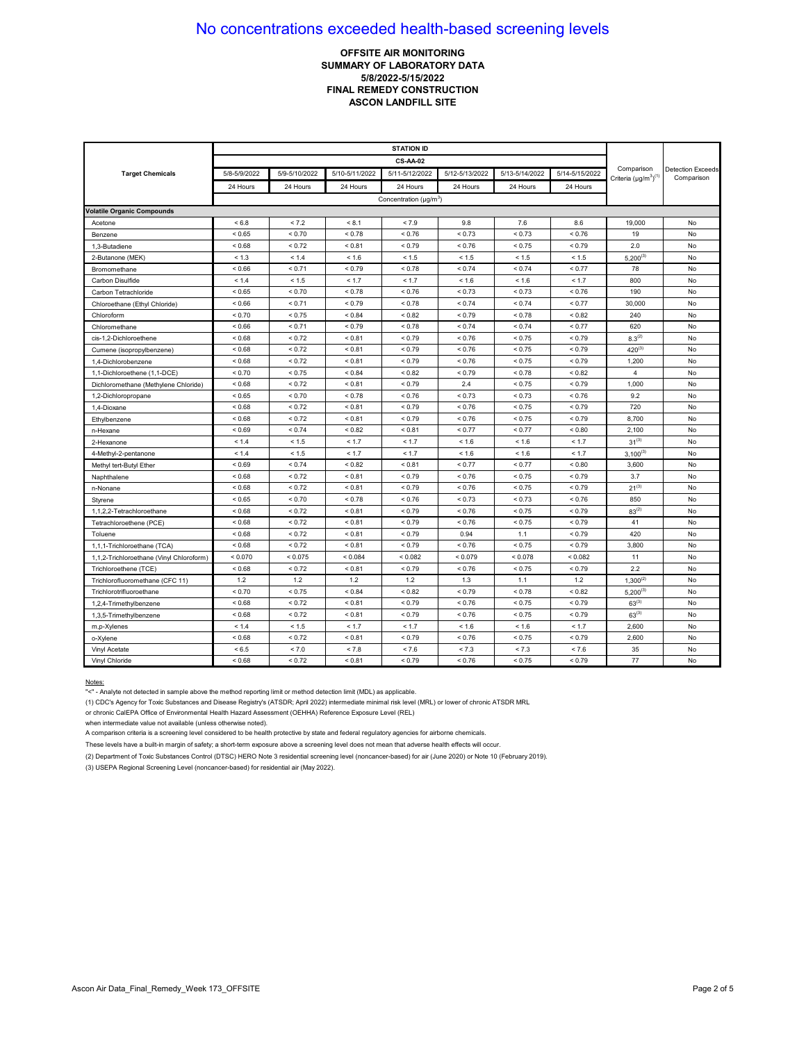# No concentrations exceeded health-based screening levels

**OFFSITE AIR MONITORING**
**SUMMARY OF LABORATORY DATA**
**5/8/2022-5/15/2022**
**FINAL REMEDY CONSTRUCTION**
**ASCON LANDFILL SITE**

| Target Chemicals | STATION ID | | | | | | | Comparison Criteria (µg/m³)(1) | Detection Exceeds Comparison |
|---|---|---|---|---|---|---|---|---|---|
| | CS-AA-02 | | | | | | | | |
| | 5/8-5/9/2022 | 5/9-5/10/2022 | 5/10-5/11/2022 | 5/11-5/12/2022 | 5/12-5/13/2022 | 5/13-5/14/2022 | 5/14-5/15/2022 | | |
| | 24 Hours | 24 Hours | 24 Hours | 24 Hours | 24 Hours | 24 Hours | 24 Hours | | |
| | Concentration (µg/m³) | | | | | | | | |
| **Volatile Organic Compounds** | | | | | | | | | |
| Acetone | < 6.8 | < 7.2 | < 8.1 | < 7.9 | 9.8 | 7.6 | 8.6 | 19,000 | No |
| Benzene | < 0.65 | < 0.70 | < 0.78 | < 0.76 | < 0.73 | < 0.73 | < 0.76 | 19 | No |
| 1,3-Butadiene | < 0.68 | < 0.72 | < 0.81 | < 0.79 | < 0.76 | < 0.75 | < 0.79 | 2.0 | No |
| 2-Butanone (MEK) | < 1.3 | < 1.4 | < 1.6 | < 1.5 | < 1.5 | < 1.5 | < 1.5 | 5,200(3) | No |
| Bromomethane | < 0.66 | < 0.71 | < 0.79 | < 0.78 | < 0.74 | < 0.74 | < 0.77 | 78 | No |
| Carbon Disulfide | < 1.4 | < 1.5 | < 1.7 | < 1.7 | < 1.6 | < 1.6 | < 1.7 | 800 | No |
| Carbon Tetrachloride | < 0.65 | < 0.70 | < 0.78 | < 0.76 | < 0.73 | < 0.73 | < 0.76 | 190 | No |
| Chloroethane (Ethyl Chloride) | < 0.66 | < 0.71 | < 0.79 | < 0.78 | < 0.74 | < 0.74 | < 0.77 | 30,000 | No |
| Chloroform | < 0.70 | < 0.75 | < 0.84 | < 0.82 | < 0.79 | < 0.78 | < 0.82 | 240 | No |
| Chloromethane | < 0.66 | < 0.71 | < 0.79 | < 0.78 | < 0.74 | < 0.74 | < 0.77 | 620 | No |
| cis-1,2-Dichloroethene | < 0.68 | < 0.72 | < 0.81 | < 0.79 | < 0.76 | < 0.75 | < 0.79 | 8.3(2) | No |
| Cumene (isopropylbenzene) | < 0.68 | < 0.72 | < 0.81 | < 0.79 | < 0.76 | < 0.75 | < 0.79 | 420(3) | No |
| 1,4-Dichlorobenzene | < 0.68 | < 0.72 | < 0.81 | < 0.79 | < 0.76 | < 0.75 | < 0.79 | 1,200 | No |
| 1,1-Dichloroethene (1,1-DCE) | < 0.70 | < 0.75 | < 0.84 | < 0.82 | < 0.79 | < 0.78 | < 0.82 | 4 | No |
| Dichloromethane (Methylene Chloride) | < 0.68 | < 0.72 | < 0.81 | < 0.79 | 2.4 | < 0.75 | < 0.79 | 1,000 | No |
| 1,2-Dichloropropane | < 0.65 | < 0.70 | < 0.78 | < 0.76 | < 0.73 | < 0.73 | < 0.76 | 9.2 | No |
| 1,4-Dioxane | < 0.68 | < 0.72 | < 0.81 | < 0.79 | < 0.76 | < 0.75 | < 0.79 | 720 | No |
| Ethylbenzene | < 0.68 | < 0.72 | < 0.81 | < 0.79 | < 0.76 | < 0.75 | < 0.79 | 8,700 | No |
| n-Hexane | < 0.69 | < 0.74 | < 0.82 | < 0.81 | < 0.77 | < 0.77 | < 0.80 | 2,100 | No |
| 2-Hexanone | < 1.4 | < 1.5 | < 1.7 | < 1.7 | < 1.6 | < 1.6 | < 1.7 | 31(3) | No |
| 4-Methyl-2-pentanone | < 1.4 | < 1.5 | < 1.7 | < 1.7 | < 1.6 | < 1.6 | < 1.7 | 3,100(3) | No |
| Methyl tert-Butyl Ether | < 0.69 | < 0.74 | < 0.82 | < 0.81 | < 0.77 | < 0.77 | < 0.80 | 3,600 | No |
| Naphthalene | < 0.68 | < 0.72 | < 0.81 | < 0.79 | < 0.76 | < 0.75 | < 0.79 | 3.7 | No |
| n-Nonane | < 0.68 | < 0.72 | < 0.81 | < 0.79 | < 0.76 | < 0.75 | < 0.79 | 21(3) | No |
| Styrene | < 0.65 | < 0.70 | < 0.78 | < 0.76 | < 0.73 | < 0.73 | < 0.76 | 850 | No |
| 1,1,2,2-Tetrachloroethane | < 0.68 | < 0.72 | < 0.81 | < 0.79 | < 0.76 | < 0.75 | < 0.79 | 83(2) | No |
| Tetrachloroethene (PCE) | < 0.68 | < 0.72 | < 0.81 | < 0.79 | < 0.76 | < 0.75 | < 0.79 | 41 | No |
| Toluene | < 0.68 | < 0.72 | < 0.81 | < 0.79 | 0.94 | 1.1 | < 0.79 | 420 | No |
| 1,1,1-Trichloroethane (TCA) | < 0.68 | < 0.72 | < 0.81 | < 0.79 | < 0.76 | < 0.75 | < 0.79 | 3,800 | No |
| 1,1,2-Trichloroethane (Vinyl Chloroform) | < 0.070 | < 0.075 | < 0.084 | < 0.082 | < 0.079 | < 0.078 | < 0.082 | 11 | No |
| Trichloroethene (TCE) | < 0.68 | < 0.72 | < 0.81 | < 0.79 | < 0.76 | < 0.75 | < 0.79 | 2.2 | No |
| Trichlorofluoromethane (CFC 11) | 1.2 | 1.2 | 1.2 | 1.2 | 1.3 | 1.1 | 1.2 | 1,300(2) | No |
| Trichlorotrifluoroethane | < 0.70 | < 0.75 | < 0.84 | < 0.82 | < 0.79 | < 0.78 | < 0.82 | 5,200(3) | No |
| 1,2,4-Trimethylbenzene | < 0.68 | < 0.72 | < 0.81 | < 0.79 | < 0.76 | < 0.75 | < 0.79 | 63(3) | No |
| 1,3,5-Trimethylbenzene | < 0.68 | < 0.72 | < 0.81 | < 0.79 | < 0.76 | < 0.75 | < 0.79 | 63(3) | No |
| m,p-Xylenes | < 1.4 | < 1.5 | < 1.7 | < 1.7 | < 1.6 | < 1.6 | < 1.7 | 2,600 | No |
| o-Xylene | < 0.68 | < 0.72 | < 0.81 | < 0.79 | < 0.76 | < 0.75 | < 0.79 | 2,600 | No |
| Vinyl Acetate | < 6.5 | < 7.0 | < 7.8 | < 7.6 | < 7.3 | < 7.3 | < 7.6 | 35 | No |
| Vinyl Chloride | < 0.68 | < 0.72 | < 0.81 | < 0.79 | < 0.76 | < 0.75 | < 0.79 | 77 | No |

Notes:

"<" - Analyte not detected in sample above the method reporting limit or method detection limit (MDL) as applicable.

(1) CDC's Agency for Toxic Substances and Disease Registry's (ATSDR; April 2022) intermediate minimal risk level (MRL) or lower of chronic ATSDR MRL or chronic CalEPA Office of Environmental Health Hazard Assessment (OEHHA) Reference Exposure Level (REL) when intermediate value not available (unless otherwise noted).

A comparison criteria is a screening level considered to be health protective by state and federal regulatory agencies for airborne chemicals.

These levels have a built-in margin of safety; a short-term exposure above a screening level does not mean that adverse health effects will occur.

(2) Department of Toxic Substances Control (DTSC) HERO Note 3 residential screening level (noncancer-based) for air (June 2020) or Note 10 (February 2019).

(3) USEPA Regional Screening Level (noncancer-based) for residential air (May 2022).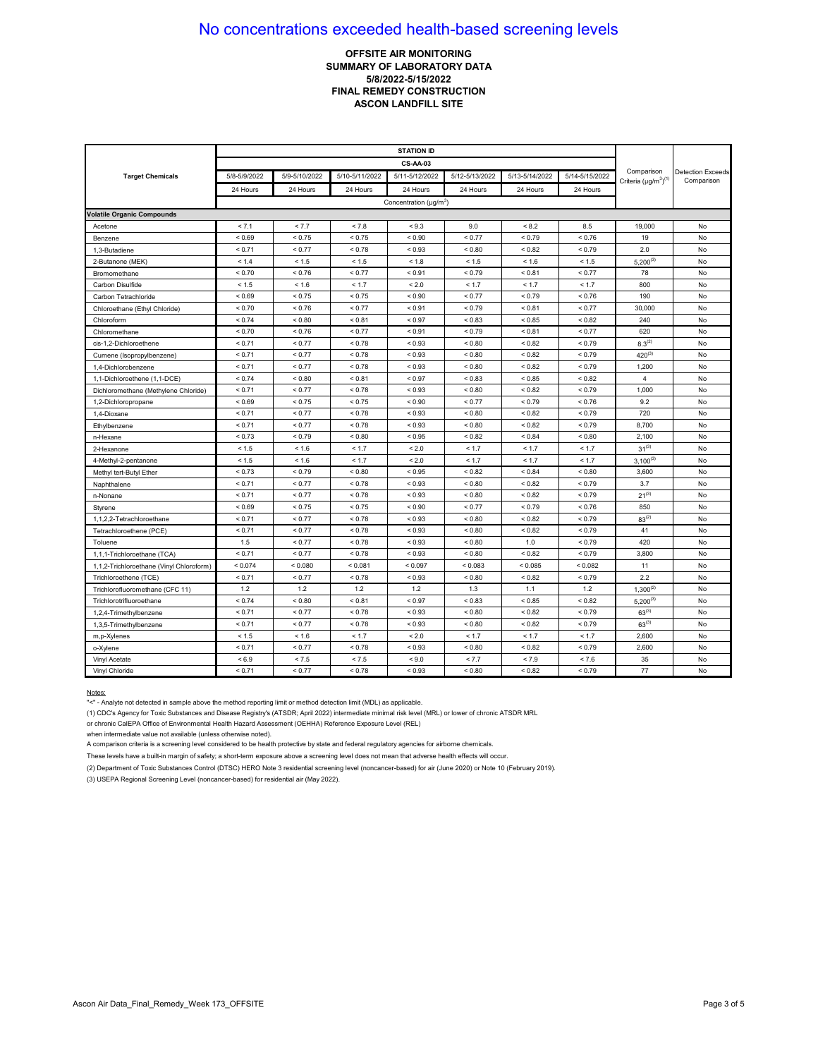# No concentrations exceeded health-based screening levels

**OFFSITE AIR MONITORING**
**SUMMARY OF LABORATORY DATA**
**5/8/2022-5/15/2022**
**FINAL REMEDY CONSTRUCTION**
**ASCON LANDFILL SITE**

| Target Chemicals | STATION ID CS-AA-03 | | | | | | | Comparison Criteria (µg/m$^3$)[1] | Detection Exceeds Comparison |
|---|---|---|---|---|---|---|---|---|---|
| | 5/8-5/9/2022 | 5/9-5/10/2022 | 5/10-5/11/2022 | 5/11-5/12/2022 | 5/12-5/13/2022 | 5/13-5/14/2022 | 5/14-5/15/2022 | | |
| | 24 Hours | 24 Hours | 24 Hours | 24 Hours | 24 Hours | 24 Hours | 24 Hours | | |
| | Concentration (µg/m$^3$) | | | | | | | | |
| **Volatile Organic Compounds** | | | | | | | | | |
| Acetone | < 7.1 | < 7.7 | < 7.8 | < 9.3 | 9.0 | < 8.2 | 8.5 | 19,000 | No |
| Benzene | < 0.69 | < 0.75 | < 0.75 | < 0.90 | < 0.77 | < 0.79 | < 0.76 | 19 | No |
| 1,3-Butadiene | < 0.71 | < 0.77 | < 0.78 | < 0.93 | < 0.80 | < 0.82 | < 0.79 | 2.0 | No |
| 2-Butanone (MEK) | < 1.4 | < 1.5 | < 1.5 | < 1.8 | < 1.5 | < 1.6 | < 1.5 | 5,200[3] | No |
| Bromomethane | < 0.70 | < 0.76 | < 0.77 | < 0.91 | < 0.79 | < 0.81 | < 0.77 | 78 | No |
| Carbon Disulfide | < 1.5 | < 1.6 | < 1.7 | < 2.0 | < 1.7 | < 1.7 | < 1.7 | 800 | No |
| Carbon Tetrachloride | < 0.69 | < 0.75 | < 0.75 | < 0.90 | < 0.77 | < 0.79 | < 0.76 | 190 | No |
| Chloroethane (Ethyl Chloride) | < 0.70 | < 0.76 | < 0.77 | < 0.91 | < 0.79 | < 0.81 | < 0.77 | 30,000 | No |
| Chloroform | < 0.74 | < 0.80 | < 0.81 | < 0.97 | < 0.83 | < 0.85 | < 0.82 | 240 | No |
| Chloromethane | < 0.70 | < 0.76 | < 0.77 | < 0.91 | < 0.79 | < 0.81 | < 0.77 | 620 | No |
| cis-1,2-Dichloroethene | < 0.71 | < 0.77 | < 0.78 | < 0.93 | < 0.80 | < 0.82 | < 0.79 | 8.3[2] | No |
| Cumene (Isopropylbenzene) | < 0.71 | < 0.77 | < 0.78 | < 0.93 | < 0.80 | < 0.82 | < 0.79 | 420[3] | No |
| 1,4-Dichlorobenzene | < 0.71 | < 0.77 | < 0.78 | < 0.93 | < 0.80 | < 0.82 | < 0.79 | 1,200 | No |
| 1,1-Dichloroethene (1,1-DCE) | < 0.74 | < 0.80 | < 0.81 | < 0.97 | < 0.83 | < 0.85 | < 0.82 | 4 | No |
| Dichloromethane (Methylene Chloride) | < 0.71 | < 0.77 | < 0.78 | < 0.93 | < 0.80 | < 0.82 | < 0.79 | 1,000 | No |
| 1,2-Dichloropropane | < 0.69 | < 0.75 | < 0.75 | < 0.90 | < 0.77 | < 0.79 | < 0.76 | 9.2 | No |
| 1,4-Dioxane | < 0.71 | < 0.77 | < 0.78 | < 0.93 | < 0.80 | < 0.82 | < 0.79 | 720 | No |
| Ethylbenzene | < 0.71 | < 0.77 | < 0.78 | < 0.93 | < 0.80 | < 0.82 | < 0.79 | 8,700 | No |
| n-Hexane | < 0.73 | < 0.79 | < 0.80 | < 0.95 | < 0.82 | < 0.84 | < 0.80 | 2,100 | No |
| 2-Hexanone | < 1.5 | < 1.6 | < 1.7 | < 2.0 | < 1.7 | < 1.7 | < 1.7 | 31[3] | No |
| 4-Methyl-2-pentanone | < 1.5 | < 1.6 | < 1.7 | < 2.0 | < 1.7 | < 1.7 | < 1.7 | 3,100[3] | No |
| Methyl tert-Butyl Ether | < 0.73 | < 0.79 | < 0.80 | < 0.95 | < 0.82 | < 0.84 | < 0.80 | 3,600 | No |
| Naphthalene | < 0.71 | < 0.77 | < 0.78 | < 0.93 | < 0.80 | < 0.82 | < 0.79 | 3.7 | No |
| n-Nonane | < 0.71 | < 0.77 | < 0.78 | < 0.93 | < 0.80 | < 0.82 | < 0.79 | 21[3] | No |
| Styrene | < 0.69 | < 0.75 | < 0.75 | < 0.90 | < 0.77 | < 0.79 | < 0.76 | 850 | No |
| 1,1,2,2-Tetrachloroethane | < 0.71 | < 0.77 | < 0.78 | < 0.93 | < 0.80 | < 0.82 | < 0.79 | 83[2] | No |
| Tetrachloroethene (PCE) | < 0.71 | < 0.77 | < 0.78 | < 0.93 | < 0.80 | < 0.82 | < 0.79 | 41 | No |
| Toluene | 1.5 | < 0.77 | < 0.78 | < 0.93 | < 0.80 | 1.0 | < 0.79 | 420 | No |
| 1,1,1-Trichloroethane (TCA) | < 0.71 | < 0.77 | < 0.78 | < 0.93 | < 0.80 | < 0.82 | < 0.79 | 3,800 | No |
| 1,1,2-Trichloroethane (Vinyl Chloroform) | < 0.074 | < 0.080 | < 0.081 | < 0.097 | < 0.083 | < 0.085 | < 0.082 | 11 | No |
| Trichloroethene (TCE) | < 0.71 | < 0.77 | < 0.78 | < 0.93 | < 0.80 | < 0.82 | < 0.79 | 2.2 | No |
| Trichlorofluoromethane (CFC 11) | 1.2 | 1.2 | 1.2 | 1.2 | 1.3 | 1.1 | 1.2 | 1,300[2] | No |
| Trichlorotrifluoroethane | < 0.74 | < 0.80 | < 0.81 | < 0.97 | < 0.83 | < 0.85 | < 0.82 | 5,200[3] | No |
| 1,2,4-Trimethylbenzene | < 0.71 | < 0.77 | < 0.78 | < 0.93 | < 0.80 | < 0.82 | < 0.79 | 63[3] | No |
| 1,3,5-Trimethylbenzene | < 0.71 | < 0.77 | < 0.78 | < 0.93 | < 0.80 | < 0.82 | < 0.79 | 63[3] | No |
| m,p-Xylenes | < 1.5 | < 1.6 | < 1.7 | < 2.0 | < 1.7 | < 1.7 | < 1.7 | 2,600 | No |
| o-Xylene | < 0.71 | < 0.77 | < 0.78 | < 0.93 | < 0.80 | < 0.82 | < 0.79 | 2,600 | No |
| Vinyl Acetate | < 6.9 | < 7.5 | < 7.5 | < 9.0 | < 7.7 | < 7.9 | < 7.6 | 35 | No |
| Vinyl Chloride | < 0.71 | < 0.77 | < 0.78 | < 0.93 | < 0.80 | < 0.82 | < 0.79 | 77 | No |

Notes:

"<" - Analyte not detected in sample above the method reporting limit or method detection limit (MDL) as applicable.

(1) CDC's Agency for Toxic Substances and Disease Registry's (ATSDR; April 2022) intermediate minimal risk level (MRL) or lower of chronic ATSDR MRL or chronic CalEPA Office of Environmental Health Hazard Assessment (OEHHA) Reference Exposure Level (REL) when intermediate value not available (unless otherwise noted).

A comparison criteria is a screening level considered to be health protective by state and federal regulatory agencies for airborne chemicals.

These levels have a built-in margin of safety; a short-term exposure above a screening level does not mean that adverse health effects will occur.

(2) Department of Toxic Substances Control (DTSC) HERO Note 3 residential screening level (noncancer-based) for air (June 2020) or Note 10 (February 2019).

(3) USEPA Regional Screening Level (noncancer-based) for residential air (May 2022).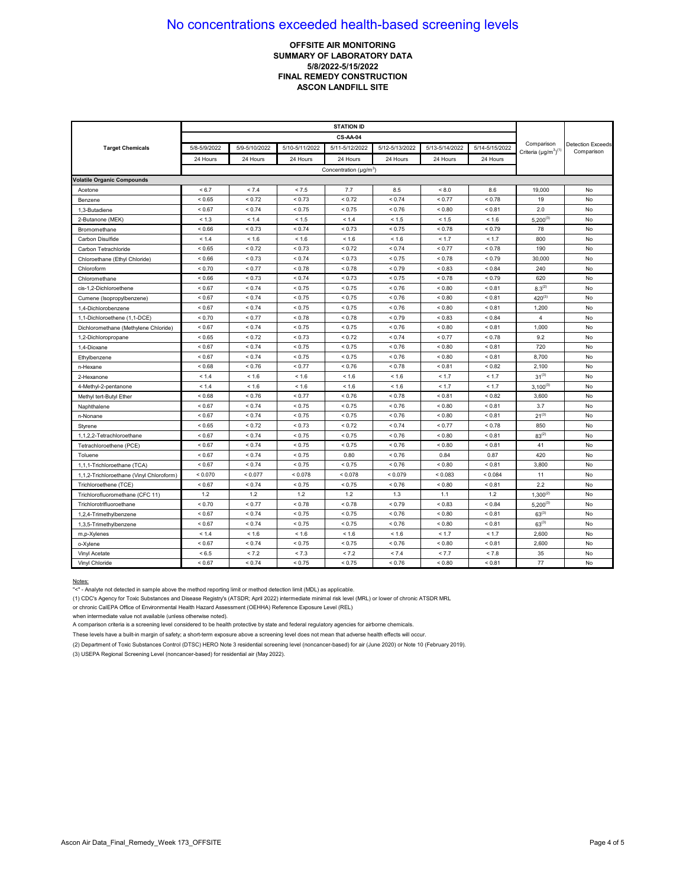# No concentrations exceeded health-based screening levels

**OFFSITE AIR MONITORING**
**SUMMARY OF LABORATORY DATA**
**5/8/2022-5/15/2022**
**FINAL REMEDY CONSTRUCTION**
**ASCON LANDFILL SITE**

| Target Chemicals | STATION ID CS-AA-04 | | | | | | | Comparison Criteria (µg/m³)[1] | Detection Exceeds Comparison |
|---|---|---|---|---|---|---|---|---|---|
| | 5/8-5/9/2022 | 5/9-5/10/2022 | 5/10-5/11/2022 | 5/11-5/12/2022 | 5/12-5/13/2022 | 5/13-5/14/2022 | 5/14-5/15/2022 | | |
| | 24 Hours | 24 Hours | 24 Hours | 24 Hours | 24 Hours | 24 Hours | 24 Hours | | |
| | Concentration (µg/m³) | | | | | | | | |
| **Volatile Organic Compounds** | | | | | | | | | |
| Acetone | < 6.7 | < 7.4 | < 7.5 | 7.7 | 8.5 | < 8.0 | 8.6 | 19,000 | No |
| Benzene | < 0.65 | < 0.72 | < 0.73 | < 0.72 | < 0.74 | < 0.77 | < 0.78 | 19 | No |
| 1,3-Butadiene | < 0.67 | < 0.74 | < 0.75 | < 0.75 | < 0.76 | < 0.80 | < 0.81 | 2.0 | No |
| 2-Butanone (MEK) | < 1.3 | < 1.4 | < 1.5 | < 1.4 | < 1.5 | < 1.5 | < 1.6 | 5,200[3] | No |
| Bromomethane | < 0.66 | < 0.73 | < 0.74 | < 0.73 | < 0.75 | < 0.78 | < 0.79 | 78 | No |
| Carbon Disulfide | < 1.4 | < 1.6 | < 1.6 | < 1.6 | < 1.6 | < 1.7 | < 1.7 | 800 | No |
| Carbon Tetrachloride | < 0.65 | < 0.72 | < 0.73 | < 0.72 | < 0.74 | < 0.77 | < 0.78 | 190 | No |
| Chloroethane (Ethyl Chloride) | < 0.66 | < 0.73 | < 0.74 | < 0.73 | < 0.75 | < 0.78 | < 0.79 | 30,000 | No |
| Chloroform | < 0.70 | < 0.77 | < 0.78 | < 0.78 | < 0.79 | < 0.83 | < 0.84 | 240 | No |
| Chloromethane | < 0.66 | < 0.73 | < 0.74 | < 0.73 | < 0.75 | < 0.78 | < 0.79 | 620 | No |
| cis-1,2-Dichloroethene | < 0.67 | < 0.74 | < 0.75 | < 0.75 | < 0.76 | < 0.80 | < 0.81 | 8.3[2] | No |
| Cumene (Isopropylbenzene) | < 0.67 | < 0.74 | < 0.75 | < 0.75 | < 0.76 | < 0.80 | < 0.81 | 420[3] | No |
| 1,4-Dichlorobenzene | < 0.67 | < 0.74 | < 0.75 | < 0.75 | < 0.76 | < 0.80 | < 0.81 | 1,200 | No |
| 1,1-Dichloroethene (1,1-DCE) | < 0.70 | < 0.77 | < 0.78 | < 0.78 | < 0.79 | < 0.83 | < 0.84 | 4 | No |
| Dichloromethane (Methylene Chloride) | < 0.67 | < 0.74 | < 0.75 | < 0.75 | < 0.76 | < 0.80 | < 0.81 | 1,000 | No |
| 1,2-Dichloropropane | < 0.65 | < 0.72 | < 0.73 | < 0.72 | < 0.74 | < 0.77 | < 0.78 | 9.2 | No |
| 1,4-Dioxane | < 0.67 | < 0.74 | < 0.75 | < 0.75 | < 0.76 | < 0.80 | < 0.81 | 720 | No |
| Ethylbenzene | < 0.67 | < 0.74 | < 0.75 | < 0.75 | < 0.76 | < 0.80 | < 0.81 | 8,700 | No |
| n-Hexane | < 0.68 | < 0.76 | < 0.77 | < 0.76 | < 0.78 | < 0.81 | < 0.82 | 2,100 | No |
| 2-Hexanone | < 1.4 | < 1.6 | < 1.6 | < 1.6 | < 1.6 | < 1.7 | < 1.7 | 31[3] | No |
| 4-Methyl-2-pentanone | < 1.4 | < 1.6 | < 1.6 | < 1.6 | < 1.6 | < 1.7 | < 1.7 | 3,100[3] | No |
| Methyl tert-Butyl Ether | < 0.68 | < 0.76 | < 0.77 | < 0.76 | < 0.78 | < 0.81 | < 0.82 | 3,600 | No |
| Naphthalene | < 0.67 | < 0.74 | < 0.75 | < 0.75 | < 0.76 | < 0.80 | < 0.81 | 3.7 | No |
| n-Nonane | < 0.67 | < 0.74 | < 0.75 | < 0.75 | < 0.76 | < 0.80 | < 0.81 | 21[3] | No |
| Styrene | < 0.65 | < 0.72 | < 0.73 | < 0.72 | < 0.74 | < 0.77 | < 0.78 | 850 | No |
| 1,1,2,2-Tetrachloroethane | < 0.67 | < 0.74 | < 0.75 | < 0.75 | < 0.76 | < 0.80 | < 0.81 | 83[2] | No |
| Tetrachloroethene (PCE) | < 0.67 | < 0.74 | < 0.75 | < 0.75 | < 0.76 | < 0.80 | < 0.81 | 41 | No |
| Toluene | < 0.67 | < 0.74 | < 0.75 | 0.80 | < 0.76 | 0.84 | 0.87 | 420 | No |
| 1,1,1-Trichloroethane (TCA) | < 0.67 | < 0.74 | < 0.75 | < 0.75 | < 0.76 | < 0.80 | < 0.81 | 3,800 | No |
| 1,1,2-Trichloroethane (Vinyl Chloroform) | < 0.070 | < 0.077 | < 0.078 | < 0.078 | < 0.079 | < 0.083 | < 0.084 | 11 | No |
| Trichloroethene (TCE) | < 0.67 | < 0.74 | < 0.75 | < 0.75 | < 0.76 | < 0.80 | < 0.81 | 2.2 | No |
| Trichlorofluoromethane (CFC 11) | 1.2 | 1.2 | 1.2 | 1.2 | 1.3 | 1.1 | 1.2 | 1,300[2] | No |
| Trichlorotrifluoroethane | < 0.70 | < 0.77 | < 0.78 | < 0.78 | < 0.79 | < 0.83 | < 0.84 | 5,200[3] | No |
| 1,2,4-Trimethylbenzene | < 0.67 | < 0.74 | < 0.75 | < 0.75 | < 0.76 | < 0.80 | < 0.81 | 63[3] | No |
| 1,3,5-Trimethylbenzene | < 0.67 | < 0.74 | < 0.75 | < 0.75 | < 0.76 | < 0.80 | < 0.81 | 63[3] | No |
| m,p-Xylenes | < 1.4 | < 1.6 | < 1.6 | < 1.6 | < 1.6 | < 1.7 | < 1.7 | 2,600 | No |
| o-Xylene | < 0.67 | < 0.74 | < 0.75 | < 0.75 | < 0.76 | < 0.80 | < 0.81 | 2,600 | No |
| Vinyl Acetate | < 6.5 | < 7.2 | < 7.3 | < 7.2 | < 7.4 | < 7.7 | < 7.8 | 35 | No |
| Vinyl Chloride | < 0.67 | < 0.74 | < 0.75 | < 0.75 | < 0.76 | < 0.80 | < 0.81 | 77 | No |

Notes:

"<" - Analyte not detected in sample above the method reporting limit or method detection limit (MDL) as applicable.

(1) CDC's Agency for Toxic Substances and Disease Registry's (ATSDR; April 2022) intermediate minimal risk level (MRL) or lower of chronic ATSDR MRL or chronic CalEPA Office of Environmental Health Hazard Assessment (OEHHA) Reference Exposure Level (REL) when intermediate value not available (unless otherwise noted).

A comparison criteria is a screening level considered to be health protective by state and federal regulatory agencies for airborne chemicals.

These levels have a built-in margin of safety; a short-term exposure above a screening level does not mean that adverse health effects will occur.

(2) Department of Toxic Substances Control (DTSC) HERO Note 3 residential screening level (noncancer-based) for air (June 2020) or Note 10 (February 2019).

(3) USEPA Regional Screening Level (noncancer-based) for residential air (May 2022).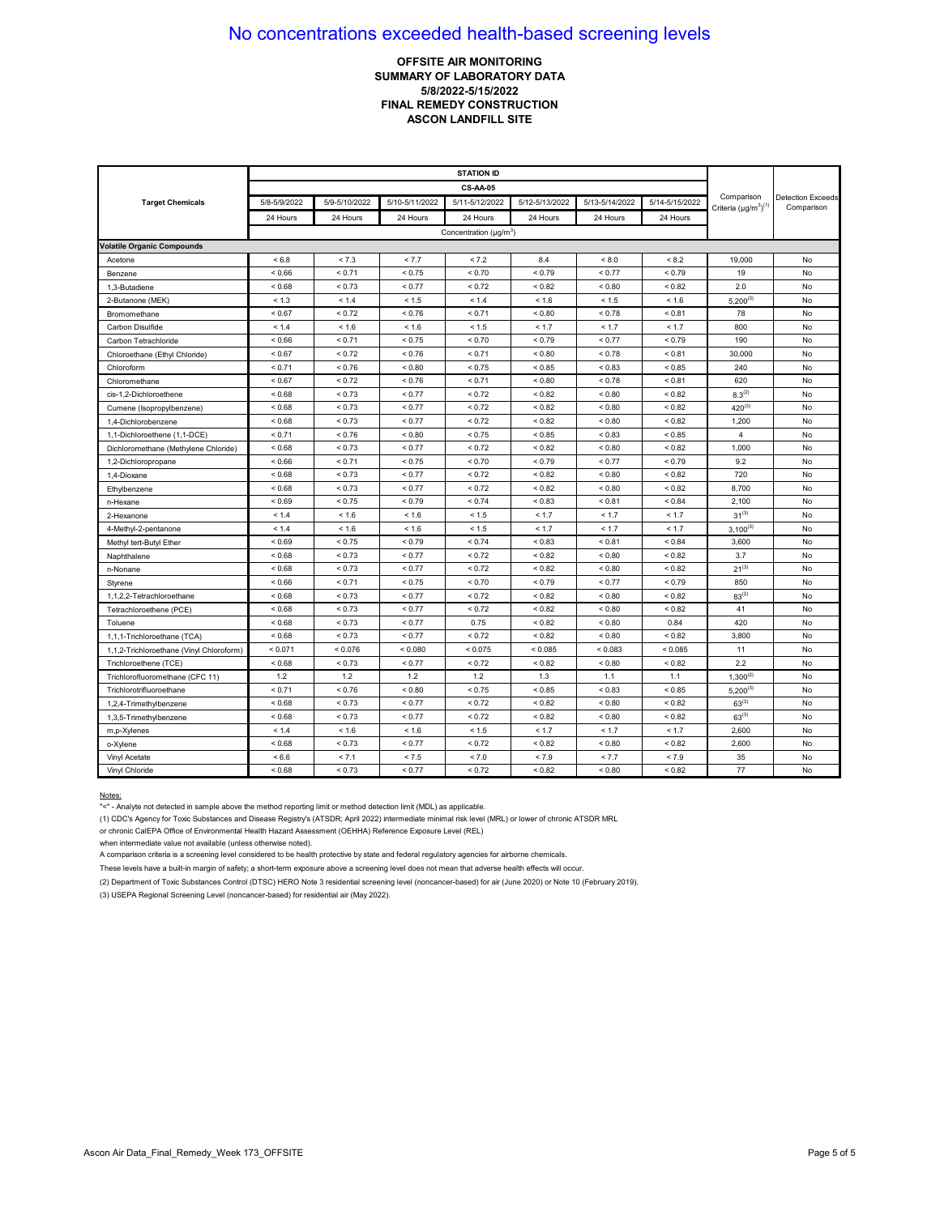# No concentrations exceeded health-based screening levels

**OFFSITE AIR MONITORING**
**SUMMARY OF LABORATORY DATA**
**5/8/2022-5/15/2022**
**FINAL REMEDY CONSTRUCTION**
**ASCON LANDFILL SITE**

| Target Chemicals | STATION ID | | | | | | | Comparison Criteria (µg/m³)(1) | Detection Exceeds Comparison |
|---|---|---|---|---|---|---|---|---|---|
| | CS-AA-05 | | | | | | | | |
| | 5/8-5/9/2022 | 5/9-5/10/2022 | 5/10-5/11/2022 | 5/11-5/12/2022 | 5/12-5/13/2022 | 5/13-5/14/2022 | 5/14-5/15/2022 | | |
| | 24 Hours | 24 Hours | 24 Hours | 24 Hours | 24 Hours | 24 Hours | 24 Hours | | |
| | Concentration (µg/m³) | | | | | | | | |
| **Volatile Organic Compounds** | | | | | | | | | |
| Acetone | < 6.8 | < 7.3 | < 7.7 | < 7.2 | 8.4 | < 8.0 | < 8.2 | 19,000 | No |
| Benzene | < 0.66 | < 0.71 | < 0.75 | < 0.70 | < 0.79 | < 0.77 | < 0.79 | 19 | No |
| 1,3-Butadiene | < 0.68 | < 0.73 | < 0.77 | < 0.72 | < 0.82 | < 0.80 | < 0.82 | 2.0 | No |
| 2-Butanone (MEK) | < 1.3 | < 1.4 | < 1.5 | < 1.4 | < 1.6 | < 1.5 | < 1.6 | 5,200(3) | No |
| Bromomethane | < 0.67 | < 0.72 | < 0.76 | < 0.71 | < 0.80 | < 0.78 | < 0.81 | 78 | No |
| Carbon Disulfide | < 1.4 | < 1.6 | < 1.6 | < 1.5 | < 1.7 | < 1.7 | < 1.7 | 800 | No |
| Carbon Tetrachloride | < 0.66 | < 0.71 | < 0.75 | < 0.70 | < 0.79 | < 0.77 | < 0.79 | 190 | No |
| Chloroethane (Ethyl Chloride) | < 0.67 | < 0.72 | < 0.76 | < 0.71 | < 0.80 | < 0.78 | < 0.81 | 30,000 | No |
| Chloroform | < 0.71 | < 0.76 | < 0.80 | < 0.75 | < 0.85 | < 0.83 | < 0.85 | 240 | No |
| Chloromethane | < 0.67 | < 0.72 | < 0.76 | < 0.71 | < 0.80 | < 0.78 | < 0.81 | 620 | No |
| cis-1,2-Dichloroethene | < 0.68 | < 0.73 | < 0.77 | < 0.72 | < 0.82 | < 0.80 | < 0.82 | 8.3(2) | No |
| Cumene (Isopropylbenzene) | < 0.68 | < 0.73 | < 0.77 | < 0.72 | < 0.82 | < 0.80 | < 0.82 | 420(3) | No |
| 1,4-Dichlorobenzene | < 0.68 | < 0.73 | < 0.77 | < 0.72 | < 0.82 | < 0.80 | < 0.82 | 1,200 | No |
| 1,1-Dichloroethene (1,1-DCE) | < 0.71 | < 0.76 | < 0.80 | < 0.75 | < 0.85 | < 0.83 | < 0.85 | 4 | No |
| Dichloromethane (Methylene Chloride) | < 0.68 | < 0.73 | < 0.77 | < 0.72 | < 0.82 | < 0.80 | < 0.82 | 1,000 | No |
| 1,2-Dichloropropane | < 0.66 | < 0.71 | < 0.75 | < 0.70 | < 0.79 | < 0.77 | < 0.79 | 9.2 | No |
| 1,4-Dioxane | < 0.68 | < 0.73 | < 0.77 | < 0.72 | < 0.82 | < 0.80 | < 0.82 | 720 | No |
| Ethylbenzene | < 0.68 | < 0.73 | < 0.77 | < 0.72 | < 0.82 | < 0.80 | < 0.82 | 8,700 | No |
| n-Hexane | < 0.69 | < 0.75 | < 0.79 | < 0.74 | < 0.83 | < 0.81 | < 0.84 | 2,100 | No |
| 2-Hexanone | < 1.4 | < 1.6 | < 1.6 | < 1.5 | < 1.7 | < 1.7 | < 1.7 | 31(3) | No |
| 4-Methyl-2-pentanone | < 1.4 | < 1.6 | < 1.6 | < 1.5 | < 1.7 | < 1.7 | < 1.7 | 3,100(3) | No |
| Methyl tert-Butyl Ether | < 0.69 | < 0.75 | < 0.79 | < 0.74 | < 0.83 | < 0.81 | < 0.84 | 3,600 | No |
| Naphthalene | < 0.68 | < 0.73 | < 0.77 | < 0.72 | < 0.82 | < 0.80 | < 0.82 | 3.7 | No |
| n-Nonane | < 0.68 | < 0.73 | < 0.77 | < 0.72 | < 0.82 | < 0.80 | < 0.82 | 21(3) | No |
| Styrene | < 0.66 | < 0.71 | < 0.75 | < 0.70 | < 0.79 | < 0.77 | < 0.79 | 850 | No |
| 1,1,2,2-Tetrachloroethane | < 0.68 | < 0.73 | < 0.77 | < 0.72 | < 0.82 | < 0.80 | < 0.82 | 83(2) | No |
| Tetrachloroethene (PCE) | < 0.68 | < 0.73 | < 0.77 | < 0.72 | < 0.82 | < 0.80 | < 0.82 | 41 | No |
| Toluene | < 0.68 | < 0.73 | < 0.77 | 0.75 | < 0.82 | < 0.80 | 0.84 | 420 | No |
| 1,1,1-Trichloroethane (TCA) | < 0.68 | < 0.73 | < 0.77 | < 0.72 | < 0.82 | < 0.80 | < 0.82 | 3,800 | No |
| 1,1,2-Trichloroethane (Vinyl Chloroform) | < 0.071 | < 0.076 | < 0.080 | < 0.075 | < 0.085 | < 0.083 | < 0.085 | 11 | No |
| Trichloroethene (TCE) | < 0.68 | < 0.73 | < 0.77 | < 0.72 | < 0.82 | < 0.80 | < 0.82 | 2.2 | No |
| Trichlorofluoromethane (CFC 11) | 1.2 | 1.2 | 1.2 | 1.2 | 1.3 | 1.1 | 1.1 | 1,300(2) | No |
| Trichlorotrifluoroethane | < 0.71 | < 0.76 | < 0.80 | < 0.75 | < 0.85 | < 0.83 | < 0.85 | 5,200(3) | No |
| 1,2,4-Trimethylbenzene | < 0.68 | < 0.73 | < 0.77 | < 0.72 | < 0.82 | < 0.80 | < 0.82 | 63(3) | No |
| 1,3,5-Trimethylbenzene | < 0.68 | < 0.73 | < 0.77 | < 0.72 | < 0.82 | < 0.80 | < 0.82 | 63(3) | No |
| m,p-Xylenes | < 1.4 | < 1.6 | < 1.6 | < 1.5 | < 1.7 | < 1.7 | < 1.7 | 2,600 | No |
| o-Xylene | < 0.68 | < 0.73 | < 0.77 | < 0.72 | < 0.82 | < 0.80 | < 0.82 | 2,600 | No |
| Vinyl Acetate | < 6.6 | < 7.1 | < 7.5 | < 7.0 | < 7.9 | < 7.7 | < 7.9 | 35 | No |
| Vinyl Chloride | < 0.68 | < 0.73 | < 0.77 | < 0.72 | < 0.82 | < 0.80 | < 0.82 | 77 | No |

Notes:

"<" - Analyte not detected in sample above the method reporting limit or method detection limit (MDL) as applicable.

(1) CDC's Agency for Toxic Substances and Disease Registry's (ATSDR; April 2022) intermediate minimal risk level (MRL) or lower of chronic ATSDR MRL or chronic CalEPA Office of Environmental Health Hazard Assessment (OEHHA) Reference Exposure Level (REL) when intermediate value not available (unless otherwise noted).

A comparison criteria is a screening level considered to be health protective by state and federal regulatory agencies for airborne chemicals.

These levels have a built-in margin of safety; a short-term exposure above a screening level does not mean that adverse health effects will occur.

(2) Department of Toxic Substances Control (DTSC) HERO Note 3 residential screening level (noncancer-based) for air (June 2020) or Note 10 (February 2019).

(3) USEPA Regional Screening Level (noncancer-based) for residential air (May 2022).

Ascon Air Data_Final_Remedy_Week 173_OFFSITE